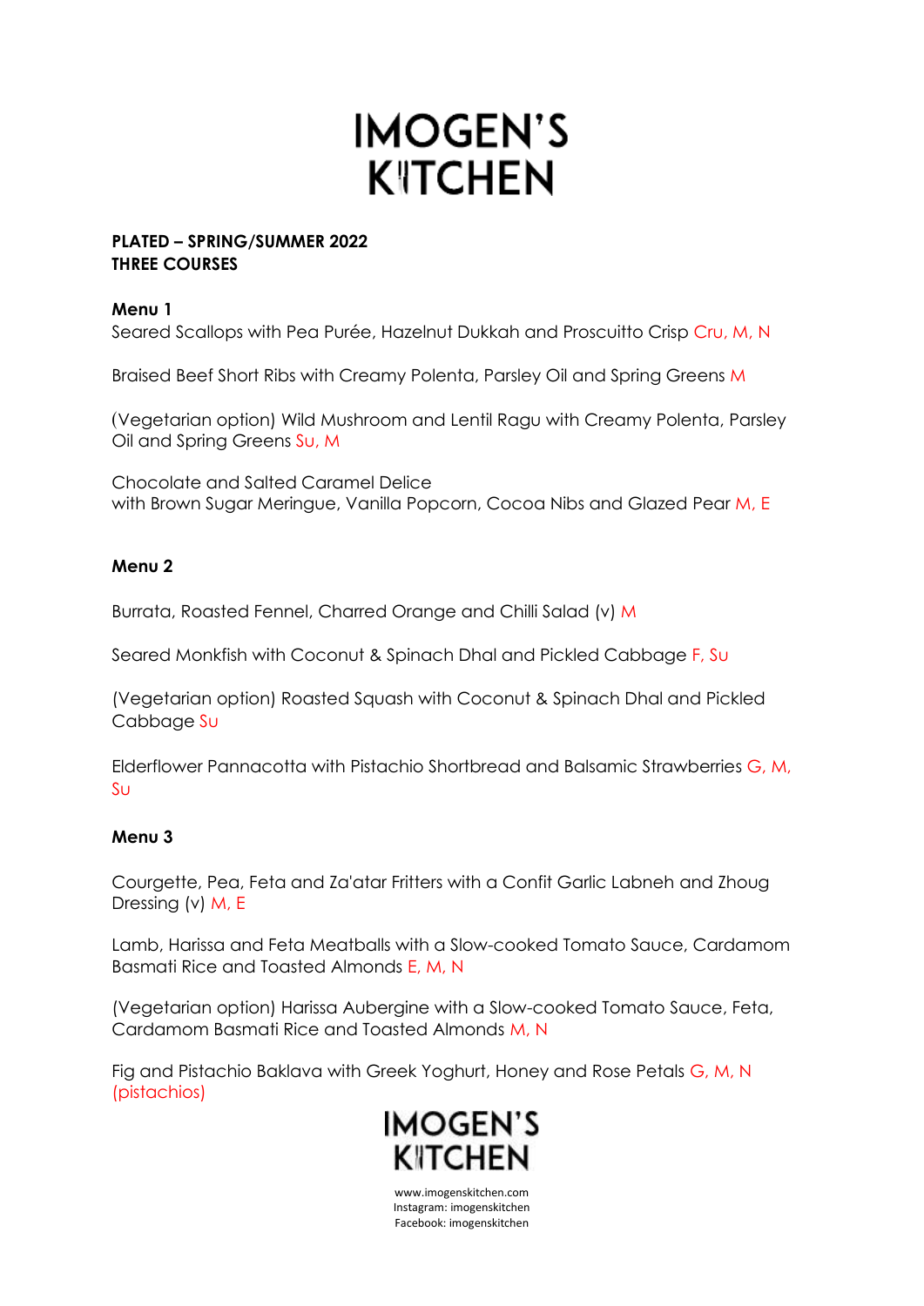# IMOGEN'S KITCHEN

**PLATED – SPRING/SUMMER 2022**
**THREE COURSES**

**Menu 1**

Seared Scallops with Pea Purée, Hazelnut Dukkah and Proscuitto Crisp Cru, M, N

Braised Beef Short Ribs with Creamy Polenta, Parsley Oil and Spring Greens M

(Vegetarian option) Wild Mushroom and Lentil Ragu with Creamy Polenta, Parsley Oil and Spring Greens Su, M

Chocolate and Salted Caramel Delice
with Brown Sugar Meringue, Vanilla Popcorn, Cocoa Nibs and Glazed Pear M, E

**Menu 2**

Burrata, Roasted Fennel, Charred Orange and Chilli Salad (v) M

Seared Monkfish with Coconut & Spinach Dhal and Pickled Cabbage F, Su

(Vegetarian option) Roasted Squash with Coconut & Spinach Dhal and Pickled Cabbage Su

Elderflower Pannacotta with Pistachio Shortbread and Balsamic Strawberries G, M, Su

**Menu 3**

Courgette, Pea, Feta and Za'atar Fritters with a Confit Garlic Labneh and Zhoug Dressing (v) M, E

Lamb, Harissa and Feta Meatballs with a Slow-cooked Tomato Sauce, Cardamom Basmati Rice and Toasted Almonds E, M, N

(Vegetarian option) Harissa Aubergine with a Slow-cooked Tomato Sauce, Feta, Cardamom Basmati Rice and Toasted Almonds M, N

Fig and Pistachio Baklava with Greek Yoghurt, Honey and Rose Petals G, M, N (pistachios)

IMOGEN'S KITCHEN

www.imogenskitchen.com
Instagram: imogenskitchen
Facebook: imogenskitchen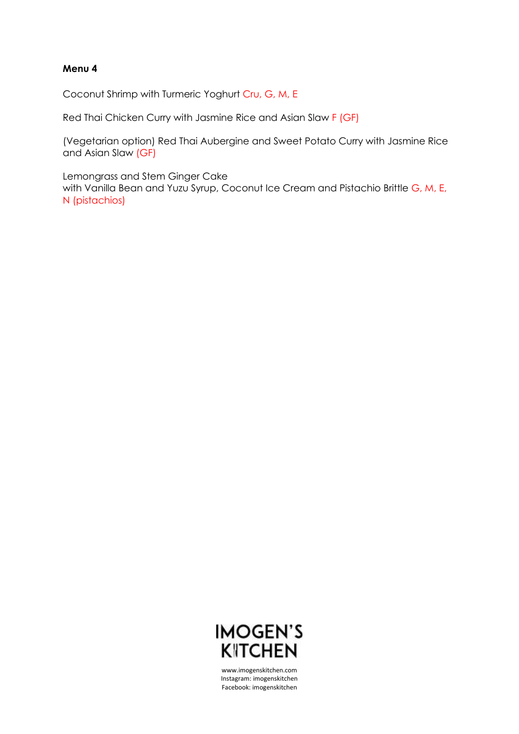**Menu 4**

Coconut Shrimp with Turmeric Yoghurt Cru, G, M, E

Red Thai Chicken Curry with Jasmine Rice and Asian Slaw F (GF)

(Vegetarian option) Red Thai Aubergine and Sweet Potato Curry with Jasmine Rice and Asian Slaw (GF)

Lemongrass and Stem Ginger Cake
with Vanilla Bean and Yuzu Syrup, Coconut Ice Cream and Pistachio Brittle G, M, E, N (pistachios)

IMOGEN'S KITCHEN

www.imogenskitchen.com
Instagram: imogenskitchen
Facebook: imogenskitchen